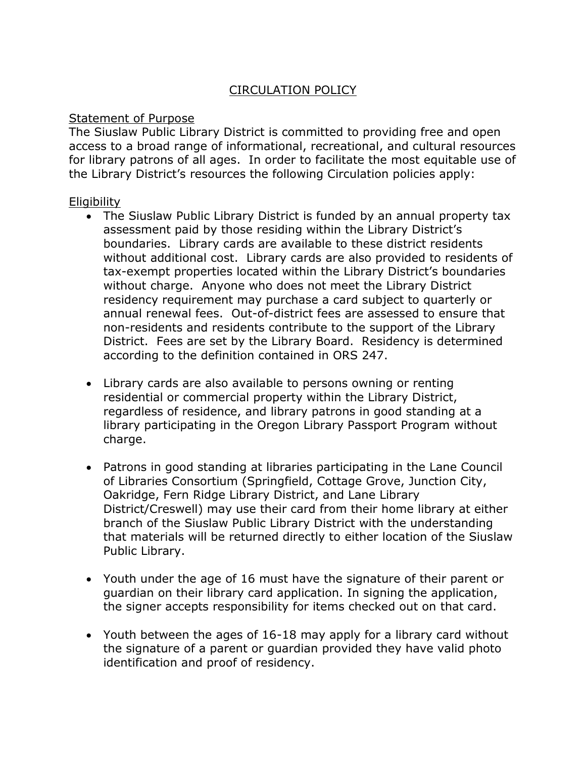# CIRCULATION POLICY

## Statement of Purpose

The Siuslaw Public Library District is committed to providing free and open access to a broad range of informational, recreational, and cultural resources for library patrons of all ages. In order to facilitate the most equitable use of the Library District's resources the following Circulation policies apply:

## Eligibility

- The Siuslaw Public Library District is funded by an annual property tax assessment paid by those residing within the Library District's boundaries. Library cards are available to these district residents without additional cost. Library cards are also provided to residents of tax-exempt properties located within the Library District's boundaries without charge. Anyone who does not meet the Library District residency requirement may purchase a card subject to quarterly or annual renewal fees. Out-of-district fees are assessed to ensure that non-residents and residents contribute to the support of the Library District. Fees are set by the Library Board. Residency is determined according to the definition contained in ORS 247.

- Library cards are also available to persons owning or renting residential or commercial property within the Library District, regardless of residence, and library patrons in good standing at a library participating in the Oregon Library Passport Program without charge.

- Patrons in good standing at libraries participating in the Lane Council of Libraries Consortium (Springfield, Cottage Grove, Junction City, Oakridge, Fern Ridge Library District, and Lane Library District/Creswell) may use their card from their home library at either branch of the Siuslaw Public Library District with the understanding that materials will be returned directly to either location of the Siuslaw Public Library.

- Youth under the age of 16 must have the signature of their parent or guardian on their library card application. In signing the application, the signer accepts responsibility for items checked out on that card.

- Youth between the ages of 16-18 may apply for a library card without the signature of a parent or guardian provided they have valid photo identification and proof of residency.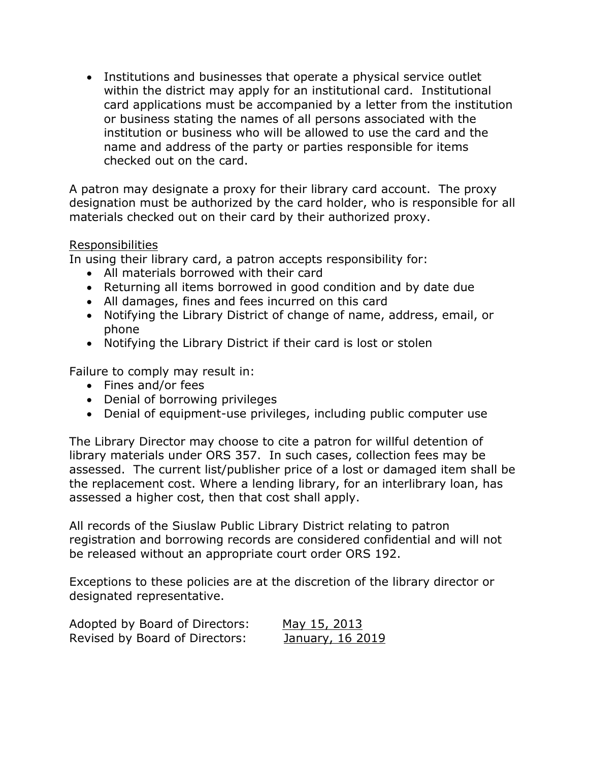- Institutions and businesses that operate a physical service outlet within the district may apply for an institutional card. Institutional card applications must be accompanied by a letter from the institution or business stating the names of all persons associated with the institution or business who will be allowed to use the card and the name and address of the party or parties responsible for items checked out on the card.

A patron may designate a proxy for their library card account. The proxy designation must be authorized by the card holder, who is responsible for all materials checked out on their card by their authorized proxy.

<u>Responsibilities</u>

In using their library card, a patron accepts responsibility for:

- All materials borrowed with their card
- Returning all items borrowed in good condition and by date due
- All damages, fines and fees incurred on this card
- Notifying the Library District of change of name, address, email, or phone
- Notifying the Library District if their card is lost or stolen

Failure to comply may result in:

- Fines and/or fees
- Denial of borrowing privileges
- Denial of equipment-use privileges, including public computer use

The Library Director may choose to cite a patron for willful detention of library materials under ORS 357. In such cases, collection fees may be assessed. The current list/publisher price of a lost or damaged item shall be the replacement cost. Where a lending library, for an interlibrary loan, has assessed a higher cost, then that cost shall apply.

All records of the Siuslaw Public Library District relating to patron registration and borrowing records are considered confidential and will not be released without an appropriate court order ORS 192.

Exceptions to these policies are at the discretion of the library director or designated representative.

Adopted by Board of Directors: <u>May 15, 2013</u>
Revised by Board of Directors: <u>January, 16 2019</u>